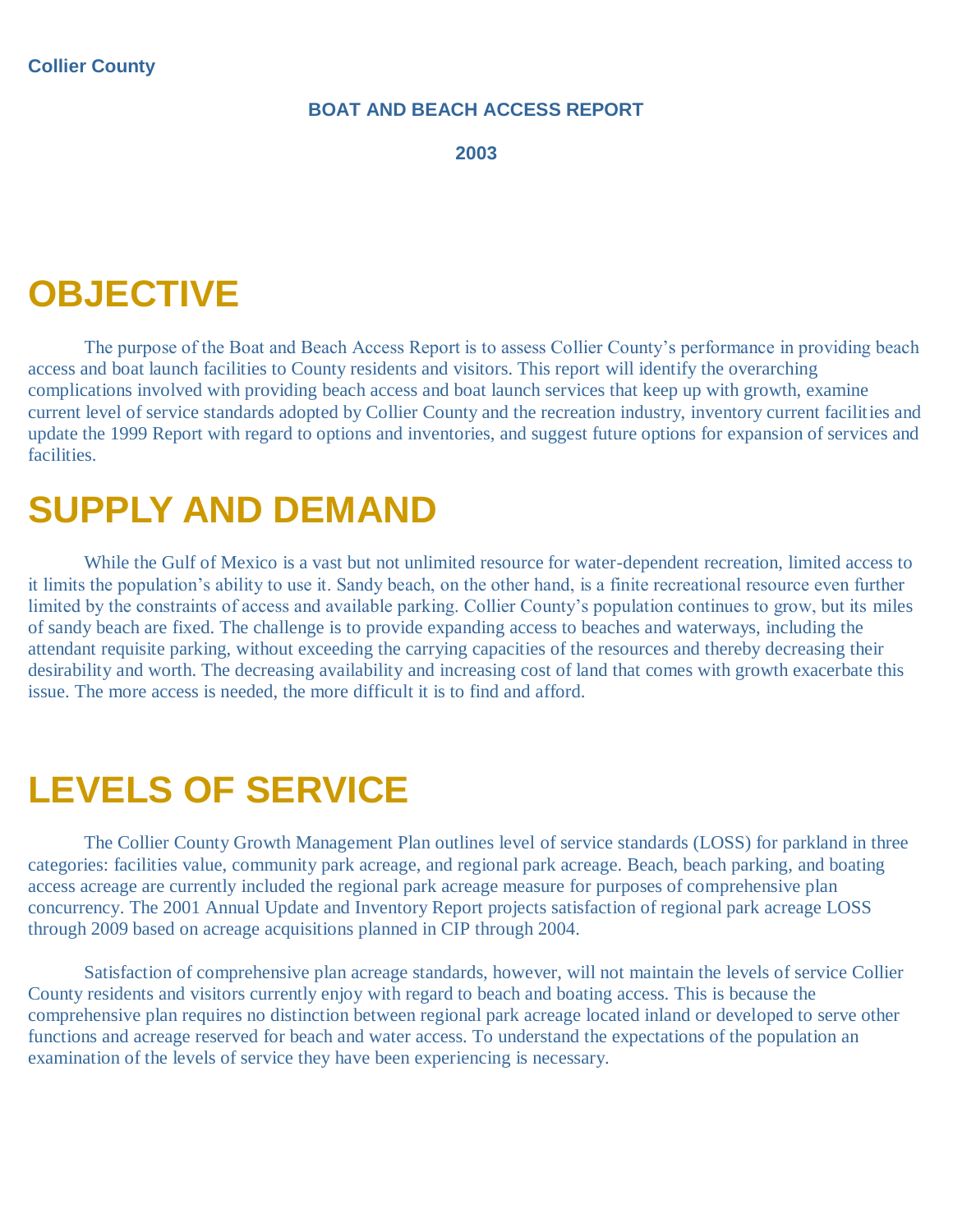**Collier County**

## BOAT AND BEACH ACCESS REPORT

## 2003

# OBJECTIVE

The purpose of the Boat and Beach Access Report is to assess Collier County's performance in providing beach access and boat launch facilities to County residents and visitors. This report will identify the overarching complications involved with providing beach access and boat launch services that keep up with growth, examine current level of service standards adopted by Collier County and the recreation industry, inventory current facilities and update the 1999 Report with regard to options and inventories, and suggest future options for expansion of services and facilities.

# SUPPLY AND DEMAND

While the Gulf of Mexico is a vast but not unlimited resource for water-dependent recreation, limited access to it limits the population's ability to use it. Sandy beach, on the other hand, is a finite recreational resource even further limited by the constraints of access and available parking. Collier County's population continues to grow, but its miles of sandy beach are fixed. The challenge is to provide expanding access to beaches and waterways, including the attendant requisite parking, without exceeding the carrying capacities of the resources and thereby decreasing their desirability and worth. The decreasing availability and increasing cost of land that comes with growth exacerbate this issue. The more access is needed, the more difficult it is to find and afford.

# LEVELS OF SERVICE

The Collier County Growth Management Plan outlines level of service standards (LOSS) for parkland in three categories: facilities value, community park acreage, and regional park acreage. Beach, beach parking, and boating access acreage are currently included the regional park acreage measure for purposes of comprehensive plan concurrency. The 2001 Annual Update and Inventory Report projects satisfaction of regional park acreage LOSS through 2009 based on acreage acquisitions planned in CIP through 2004.

Satisfaction of comprehensive plan acreage standards, however, will not maintain the levels of service Collier County residents and visitors currently enjoy with regard to beach and boating access. This is because the comprehensive plan requires no distinction between regional park acreage located inland or developed to serve other functions and acreage reserved for beach and water access. To understand the expectations of the population an examination of the levels of service they have been experiencing is necessary.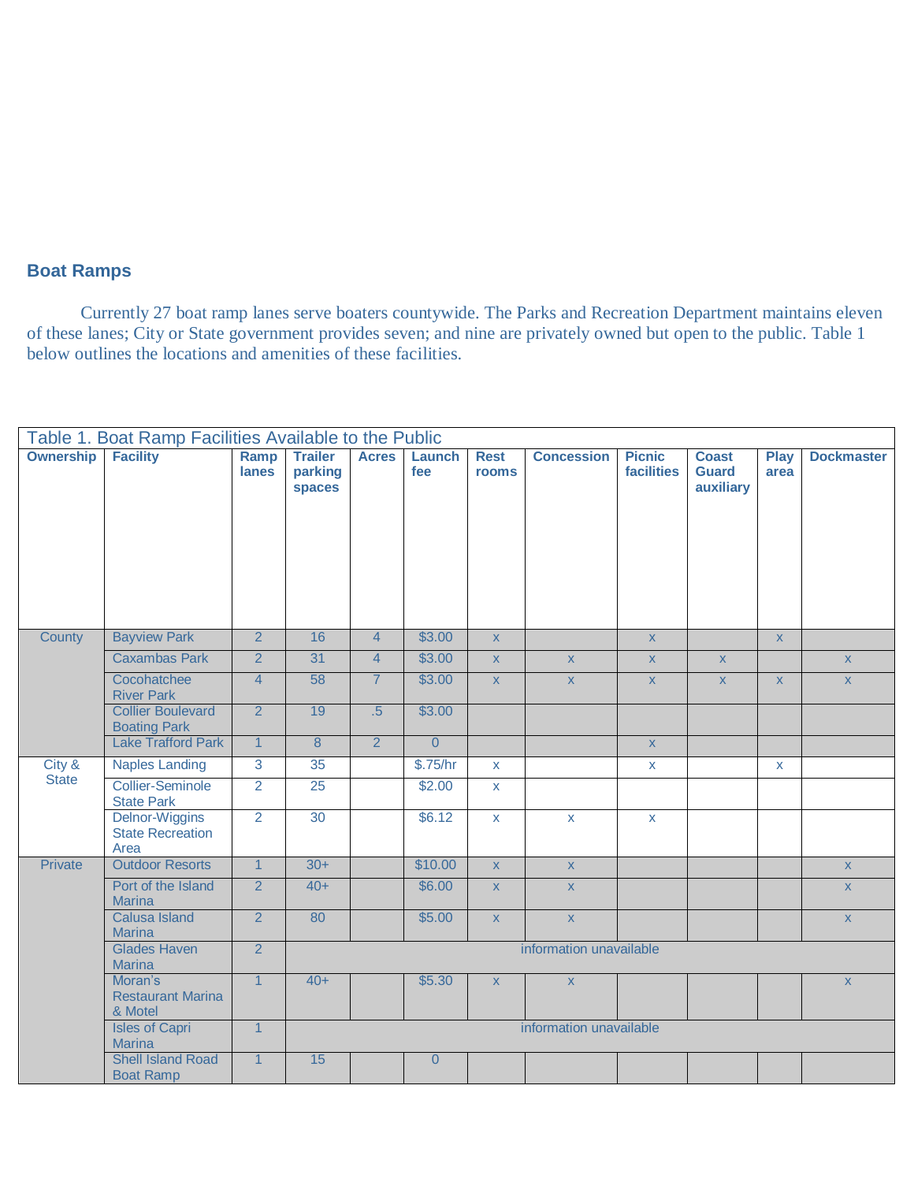## Boat Ramps

Currently 27 boat ramp lanes serve boaters countywide. The Parks and Recreation Department maintains eleven of these lanes; City or State government provides seven; and nine are privately owned but open to the public. Table 1 below outlines the locations and amenities of these facilities.

Table 1. Boat Ramp Facilities Available to the Public

| Ownership | Facility | Ramp lanes | Trailer parking spaces | Acres | Launch fee | Rest rooms | Concession | Picnic facilities | Coast Guard auxiliary | Play area | Dockmaster |
|---|---|---|---|---|---|---|---|---|---|---|---|
| County | Bayview Park | 2 | 16 | 4 | $3.00 | x | | x | | x | |
| | Caxambas Park | 2 | 31 | 4 | $3.00 | x | x | x | x | | x |
| | Cocohatchee River Park | 4 | 58 | 7 | $3.00 | x | x | x | x | x | x |
| | Collier Boulevard Boating Park | 2 | 19 | .5 | $3.00 | | | | | | |
| | Lake Trafford Park | 1 | 8 | 2 | 0 | | | x | | | |
| City & State | Naples Landing | 3 | 35 | | $.75/hr | x | | x | | x | |
| | Collier-Seminole State Park | 2 | 25 | | $2.00 | x | | | | | |
| | Delnor-Wiggins State Recreation Area | 2 | 30 | | $6.12 | x | x | x | | | |
| Private | Outdoor Resorts | 1 | 30+ | | $10.00 | x | x | | | | x |
| | Port of the Island Marina | 2 | 40+ | | $6.00 | x | x | | | | x |
| | Calusa Island Marina | 2 | 80 | | $5.00 | x | x | | | | x |
| | Glades Haven Marina | 2 | information unavailable | | | | | | | | |
| | Moran's Restaurant Marina & Motel | 1 | 40+ | | $5.30 | x | x | | | | x |
| | Isles of Capri Marina | 1 | information unavailable | | | | | | | | |
| | Shell Island Road Boat Ramp | 1 | 15 | | 0 | | | | | | |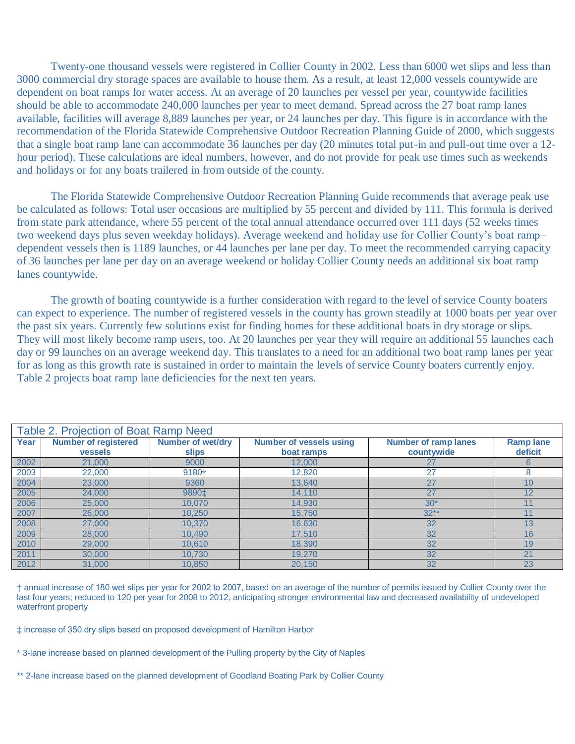Twenty-one thousand vessels were registered in Collier County in 2002. Less than 6000 wet slips and less than 3000 commercial dry storage spaces are available to house them. As a result, at least 12,000 vessels countywide are dependent on boat ramps for water access. At an average of 20 launches per vessel per year, countywide facilities should be able to accommodate 240,000 launches per year to meet demand. Spread across the 27 boat ramp lanes available, facilities will average 8,889 launches per year, or 24 launches per day. This figure is in accordance with the recommendation of the Florida Statewide Comprehensive Outdoor Recreation Planning Guide of 2000, which suggests that a single boat ramp lane can accommodate 36 launches per day (20 minutes total put-in and pull-out time over a 12-hour period). These calculations are ideal numbers, however, and do not provide for peak use times such as weekends and holidays or for any boats trailered in from outside of the county.

The Florida Statewide Comprehensive Outdoor Recreation Planning Guide recommends that average peak use be calculated as follows: Total user occasions are multiplied by 55 percent and divided by 111. This formula is derived from state park attendance, where 55 percent of the total annual attendance occurred over 111 days (52 weeks times two weekend days plus seven weekday holidays). Average weekend and holiday use for Collier County's boat ramp–dependent vessels then is 1189 launches, or 44 launches per lane per day. To meet the recommended carrying capacity of 36 launches per lane per day on an average weekend or holiday Collier County needs an additional six boat ramp lanes countywide.

The growth of boating countywide is a further consideration with regard to the level of service County boaters can expect to experience. The number of registered vessels in the county has grown steadily at 1000 boats per year over the past six years. Currently few solutions exist for finding homes for these additional boats in dry storage or slips. They will most likely become ramp users, too. At 20 launches per year they will require an additional 55 launches each day or 99 launches on an average weekend day. This translates to a need for an additional two boat ramp lanes per year for as long as this growth rate is sustained in order to maintain the levels of service County boaters currently enjoy. Table 2 projects boat ramp lane deficiencies for the next ten years.

Table 2. Projection of Boat Ramp Need

| Year | Number of registered vessels | Number of wet/dry slips | Number of vessels using boat ramps | Number of ramp lanes countywide | Ramp lane deficit |
|---|---|---|---|---|---|
| 2002 | 21,000 | 9000 | 12,000 | 27 | 6 |
| 2003 | 22,000 | 9180† | 12,820 | 27 | 8 |
| 2004 | 23,000 | 9360 | 13,640 | 27 | 10 |
| 2005 | 24,000 | 9890‡ | 14,110 | 27 | 12 |
| 2006 | 25,000 | 10,070 | 14,930 | 30* | 11 |
| 2007 | 26,000 | 10,250 | 15,750 | 32** | 11 |
| 2008 | 27,000 | 10,370 | 16,630 | 32 | 13 |
| 2009 | 28,000 | 10,490 | 17,510 | 32 | 16 |
| 2010 | 29,000 | 10,610 | 18,390 | 32 | 19 |
| 2011 | 30,000 | 10,730 | 19,270 | 32 | 21 |
| 2012 | 31,000 | 10,850 | 20,150 | 32 | 23 |

† annual increase of 180 wet slips per year for 2002 to 2007, based on an average of the number of permits issued by Collier County over the last four years; reduced to 120 per year for 2008 to 2012, anticipating stronger environmental law and decreased availability of undeveloped waterfront property

‡ increase of 350 dry slips based on proposed development of Hamilton Harbor

* 3-lane increase based on planned development of the Pulling property by the City of Naples

** 2-lane increase based on the planned development of Goodland Boating Park by Collier County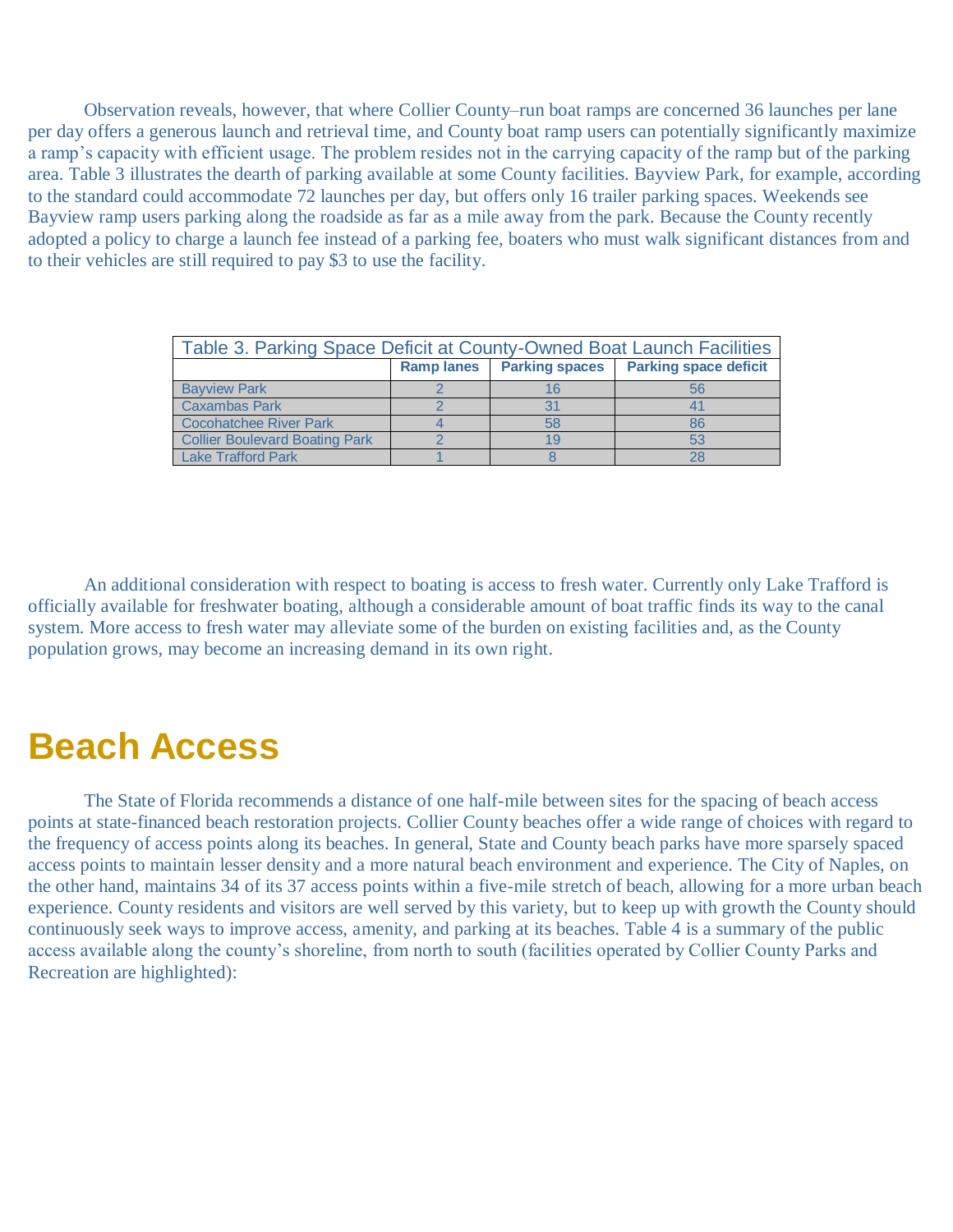Observation reveals, however, that where Collier County–run boat ramps are concerned 36 launches per lane per day offers a generous launch and retrieval time, and County boat ramp users can potentially significantly maximize a ramp's capacity with efficient usage. The problem resides not in the carrying capacity of the ramp but of the parking area. Table 3 illustrates the dearth of parking available at some County facilities. Bayview Park, for example, according to the standard could accommodate 72 launches per day, but offers only 16 trailer parking spaces. Weekends see Bayview ramp users parking along the roadside as far as a mile away from the park. Because the County recently adopted a policy to charge a launch fee instead of a parking fee, boaters who must walk significant distances from and to their vehicles are still required to pay $3 to use the facility.

Table 3. Parking Space Deficit at County-Owned Boat Launch Facilities

| | Ramp lanes | Parking spaces | Parking space deficit |
|---|---|---|---|
| Bayview Park | 2 | 16 | 56 |
| Caxambas Park | 2 | 31 | 41 |
| Cocohatchee River Park | 4 | 58 | 86 |
| Collier Boulevard Boating Park | 2 | 19 | 53 |
| Lake Trafford Park | 1 | 8 | 28 |

An additional consideration with respect to boating is access to fresh water. Currently only Lake Trafford is officially available for freshwater boating, although a considerable amount of boat traffic finds its way to the canal system. More access to fresh water may alleviate some of the burden on existing facilities and, as the County population grows, may become an increasing demand in its own right.

# Beach Access

The State of Florida recommends a distance of one half-mile between sites for the spacing of beach access points at state-financed beach restoration projects. Collier County beaches offer a wide range of choices with regard to the frequency of access points along its beaches. In general, State and County beach parks have more sparsely spaced access points to maintain lesser density and a more natural beach environment and experience. The City of Naples, on the other hand, maintains 34 of its 37 access points within a five-mile stretch of beach, allowing for a more urban beach experience. County residents and visitors are well served by this variety, but to keep up with growth the County should continuously seek ways to improve access, amenity, and parking at its beaches. Table 4 is a summary of the public access available along the county's shoreline, from north to south (facilities operated by Collier County Parks and Recreation are highlighted):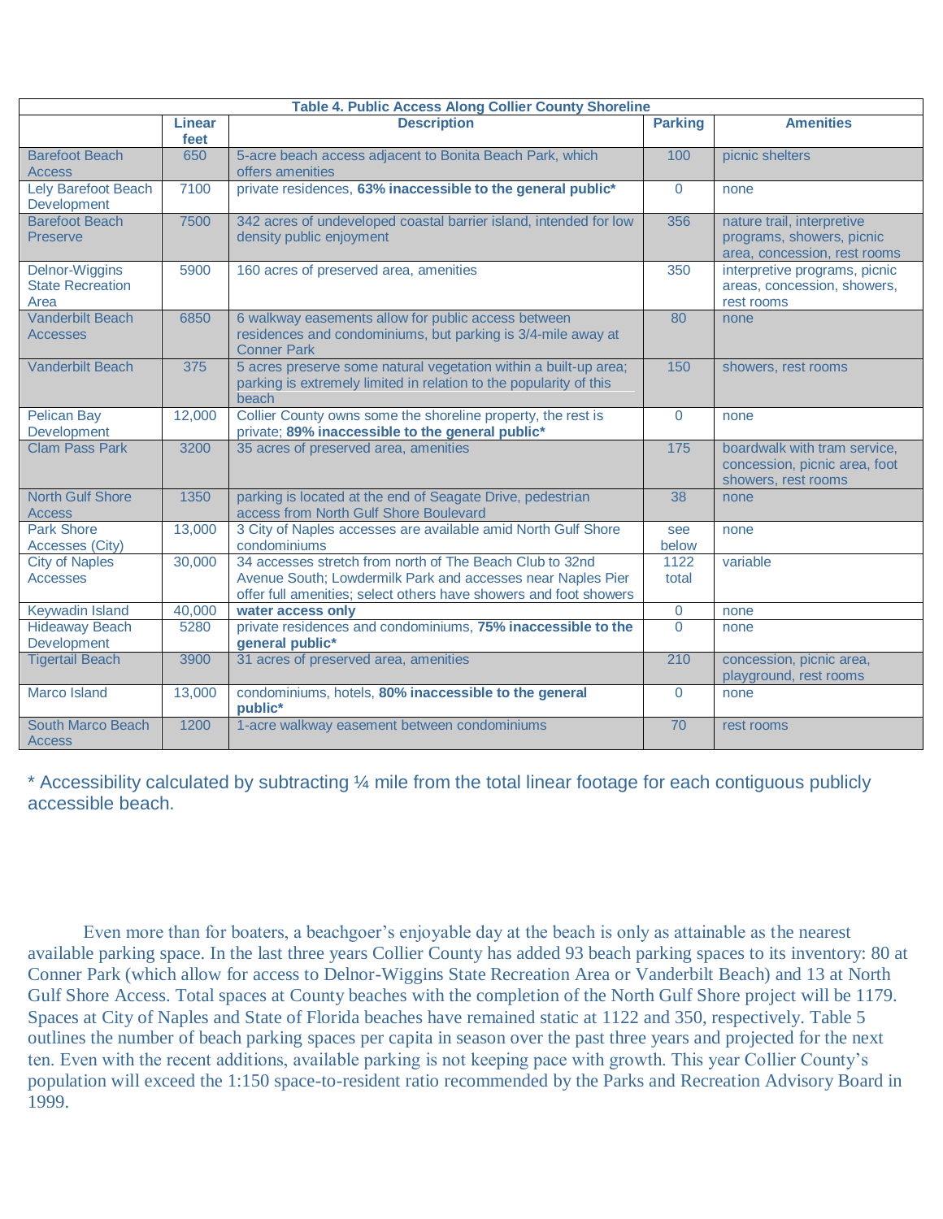| Table 4. Public Access Along Collier County Shoreline | | | | |
|---|---|---|---|---|
| | Linear feet | Description | Parking | Amenities |
| Barefoot Beach Access | 650 | 5-acre beach access adjacent to Bonita Beach Park, which offers amenities | 100 | picnic shelters |
| Lely Barefoot Beach Development | 7100 | private residences, **63% inaccessible to the general public*** | 0 | none |
| Barefoot Beach Preserve | 7500 | 342 acres of undeveloped coastal barrier island, intended for low density public enjoyment | 356 | nature trail, interpretive programs, showers, picnic area, concession, rest rooms |
| Delnor-Wiggins State Recreation Area | 5900 | 160 acres of preserved area, amenities | 350 | interpretive programs, picnic areas, concession, showers, rest rooms |
| Vanderbilt Beach Accesses | 6850 | 6 walkway easements allow for public access between residences and condominiums, but parking is 3/4-mile away at Conner Park | 80 | none |
| Vanderbilt Beach | 375 | 5 acres preserve some natural vegetation within a built-up area; parking is extremely limited in relation to the popularity of this beach | 150 | showers, rest rooms |
| Pelican Bay Development | 12,000 | Collier County owns some the shoreline property, the rest is private; **89% inaccessible to the general public*** | 0 | none |
| Clam Pass Park | 3200 | 35 acres of preserved area, amenities | 175 | boardwalk with tram service, concession, picnic area, foot showers, rest rooms |
| North Gulf Shore Access | 1350 | parking is located at the end of Seagate Drive, pedestrian access from North Gulf Shore Boulevard | 38 | none |
| Park Shore Accesses (City) | 13,000 | 3 City of Naples accesses are available amid North Gulf Shore condominiums | see below | none |
| City of Naples Accesses | 30,000 | 34 accesses stretch from north of The Beach Club to 32nd Avenue South; Lowdermilk Park and accesses near Naples Pier offer full amenities; select others have showers and foot showers | 1122 total | variable |
| Keywadin Island | 40,000 | **water access only** | 0 | none |
| Hideaway Beach Development | 5280 | private residences and condominiums, **75% inaccessible to the general public*** | 0 | none |
| Tigertail Beach | 3900 | 31 acres of preserved area, amenities | 210 | concession, picnic area, playground, rest rooms |
| Marco Island | 13,000 | condominiums, hotels, **80% inaccessible to the general public*** | 0 | none |
| South Marco Beach Access | 1200 | 1-acre walkway easement between condominiums | 70 | rest rooms |

\* Accessibility calculated by subtracting ¼ mile from the total linear footage for each contiguous publicly accessible beach.

Even more than for boaters, a beachgoer's enjoyable day at the beach is only as attainable as the nearest available parking space. In the last three years Collier County has added 93 beach parking spaces to its inventory: 80 at Conner Park (which allow for access to Delnor-Wiggins State Recreation Area or Vanderbilt Beach) and 13 at North Gulf Shore Access. Total spaces at County beaches with the completion of the North Gulf Shore project will be 1179. Spaces at City of Naples and State of Florida beaches have remained static at 1122 and 350, respectively. Table 5 outlines the number of beach parking spaces per capita in season over the past three years and projected for the next ten. Even with the recent additions, available parking is not keeping pace with growth. This year Collier County's population will exceed the 1:150 space-to-resident ratio recommended by the Parks and Recreation Advisory Board in 1999.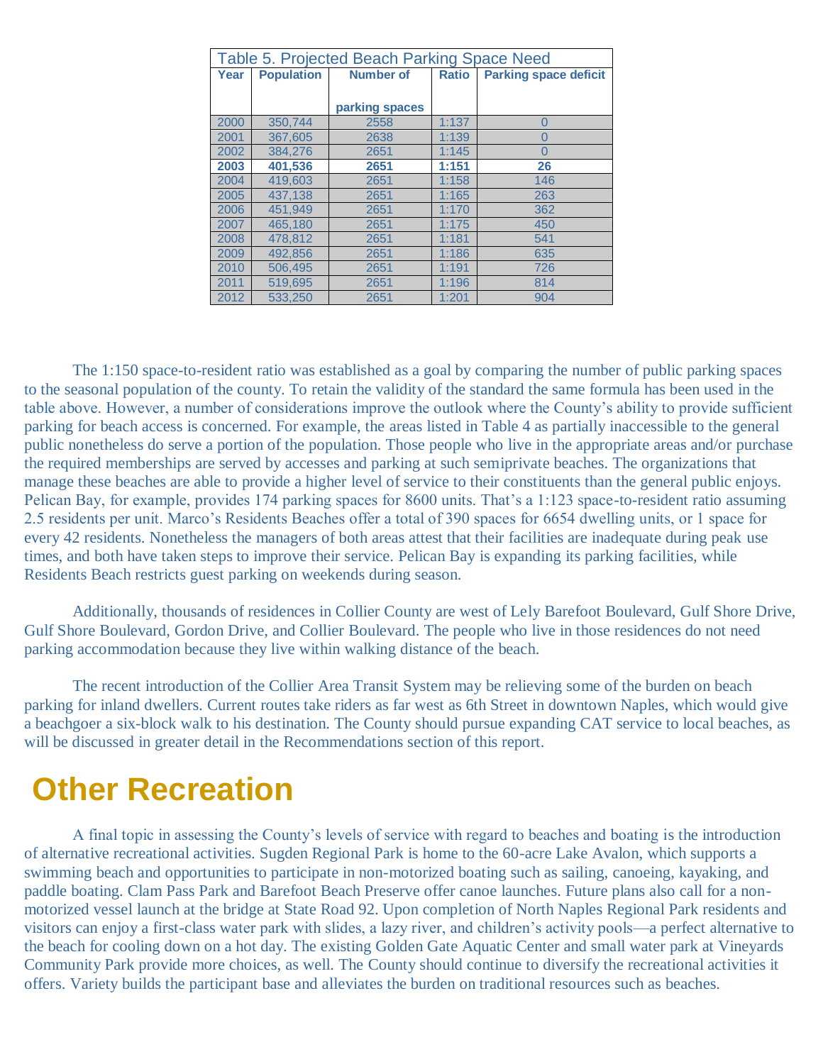Table 5. Projected Beach Parking Space Need

| Year | Population | Number of parking spaces | Ratio | Parking space deficit |
|---|---|---|---|---|
| 2000 | 350,744 | 2558 | 1:137 | 0 |
| 2001 | 367,605 | 2638 | 1:139 | 0 |
| 2002 | 384,276 | 2651 | 1:145 | 0 |
| **2003** | **401,536** | **2651** | **1:151** | **26** |
| 2004 | 419,603 | 2651 | 1:158 | 146 |
| 2005 | 437,138 | 2651 | 1:165 | 263 |
| 2006 | 451,949 | 2651 | 1:170 | 362 |
| 2007 | 465,180 | 2651 | 1:175 | 450 |
| 2008 | 478,812 | 2651 | 1:181 | 541 |
| 2009 | 492,856 | 2651 | 1:186 | 635 |
| 2010 | 506,495 | 2651 | 1:191 | 726 |
| 2011 | 519,695 | 2651 | 1:196 | 814 |
| 2012 | 533,250 | 2651 | 1:201 | 904 |

The 1:150 space-to-resident ratio was established as a goal by comparing the number of public parking spaces to the seasonal population of the county. To retain the validity of the standard the same formula has been used in the table above. However, a number of considerations improve the outlook where the County's ability to provide sufficient parking for beach access is concerned. For example, the areas listed in Table 4 as partially inaccessible to the general public nonetheless do serve a portion of the population. Those people who live in the appropriate areas and/or purchase the required memberships are served by accesses and parking at such semiprivate beaches. The organizations that manage these beaches are able to provide a higher level of service to their constituents than the general public enjoys. Pelican Bay, for example, provides 174 parking spaces for 8600 units. That's a 1:123 space-to-resident ratio assuming 2.5 residents per unit. Marco's Residents Beaches offer a total of 390 spaces for 6654 dwelling units, or 1 space for every 42 residents. Nonetheless the managers of both areas attest that their facilities are inadequate during peak use times, and both have taken steps to improve their service. Pelican Bay is expanding its parking facilities, while Residents Beach restricts guest parking on weekends during season.

Additionally, thousands of residences in Collier County are west of Lely Barefoot Boulevard, Gulf Shore Drive, Gulf Shore Boulevard, Gordon Drive, and Collier Boulevard. The people who live in those residences do not need parking accommodation because they live within walking distance of the beach.

The recent introduction of the Collier Area Transit System may be relieving some of the burden on beach parking for inland dwellers. Current routes take riders as far west as 6th Street in downtown Naples, which would give a beachgoer a six-block walk to his destination. The County should pursue expanding CAT service to local beaches, as will be discussed in greater detail in the Recommendations section of this report.

# Other Recreation

A final topic in assessing the County's levels of service with regard to beaches and boating is the introduction of alternative recreational activities. Sugden Regional Park is home to the 60-acre Lake Avalon, which supports a swimming beach and opportunities to participate in non-motorized boating such as sailing, canoeing, kayaking, and paddle boating. Clam Pass Park and Barefoot Beach Preserve offer canoe launches. Future plans also call for a non-motorized vessel launch at the bridge at State Road 92. Upon completion of North Naples Regional Park residents and visitors can enjoy a first-class water park with slides, a lazy river, and children's activity pools—a perfect alternative to the beach for cooling down on a hot day. The existing Golden Gate Aquatic Center and small water park at Vineyards Community Park provide more choices, as well. The County should continue to diversify the recreational activities it offers. Variety builds the participant base and alleviates the burden on traditional resources such as beaches.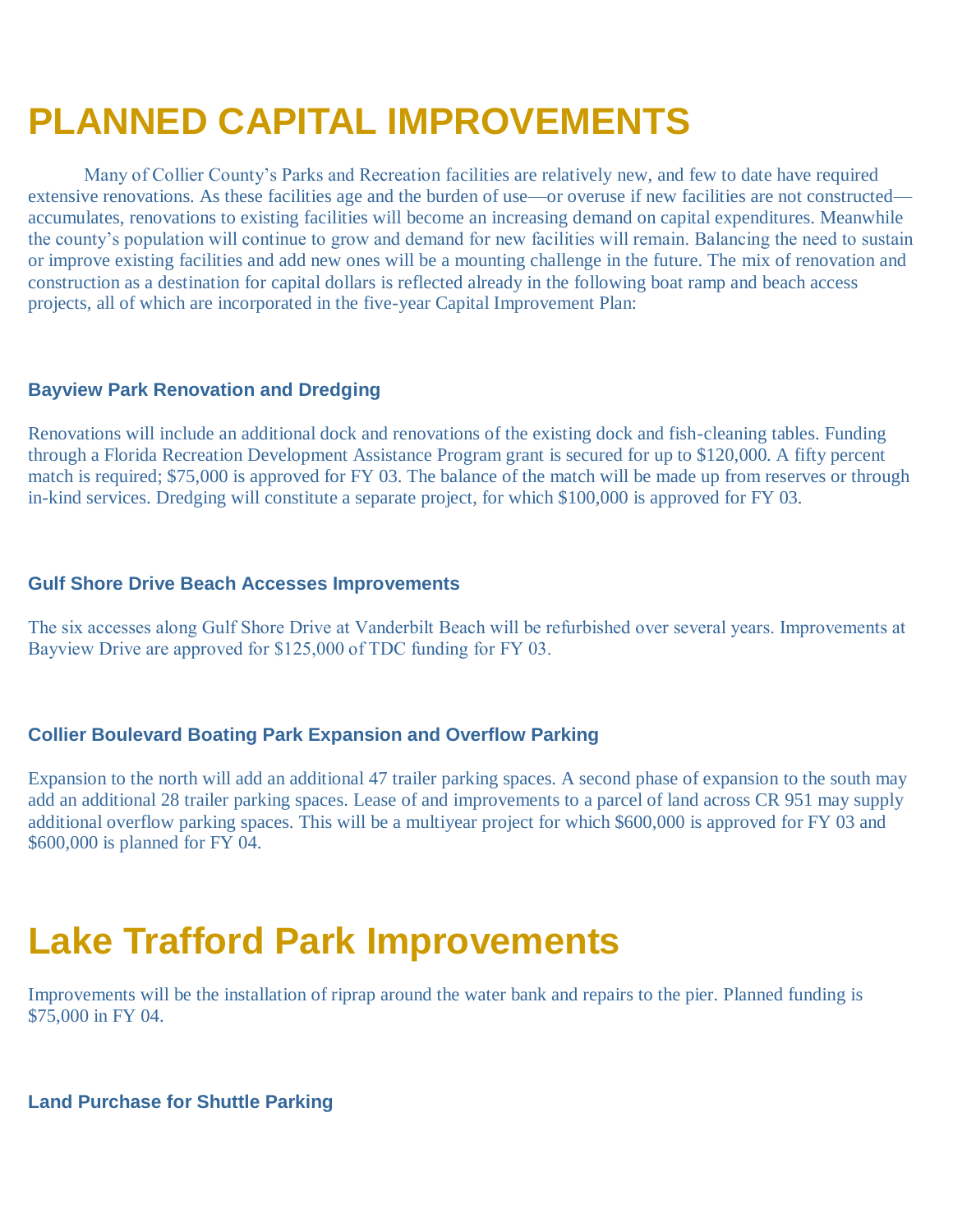# PLANNED CAPITAL IMPROVEMENTS

Many of Collier County's Parks and Recreation facilities are relatively new, and few to date have required extensive renovations. As these facilities age and the burden of use—or overuse if new facilities are not constructed—accumulates, renovations to existing facilities will become an increasing demand on capital expenditures. Meanwhile the county's population will continue to grow and demand for new facilities will remain. Balancing the need to sustain or improve existing facilities and add new ones will be a mounting challenge in the future. The mix of renovation and construction as a destination for capital dollars is reflected already in the following boat ramp and beach access projects, all of which are incorporated in the five-year Capital Improvement Plan:

### Bayview Park Renovation and Dredging

Renovations will include an additional dock and renovations of the existing dock and fish-cleaning tables. Funding through a Florida Recreation Development Assistance Program grant is secured for up to $120,000. A fifty percent match is required; $75,000 is approved for FY 03. The balance of the match will be made up from reserves or through in-kind services. Dredging will constitute a separate project, for which $100,000 is approved for FY 03.

### Gulf Shore Drive Beach Accesses Improvements

The six accesses along Gulf Shore Drive at Vanderbilt Beach will be refurbished over several years. Improvements at Bayview Drive are approved for $125,000 of TDC funding for FY 03.

### Collier Boulevard Boating Park Expansion and Overflow Parking

Expansion to the north will add an additional 47 trailer parking spaces. A second phase of expansion to the south may add an additional 28 trailer parking spaces. Lease of and improvements to a parcel of land across CR 951 may supply additional overflow parking spaces. This will be a multiyear project for which $600,000 is approved for FY 03 and $600,000 is planned for FY 04.

# Lake Trafford Park Improvements

Improvements will be the installation of riprap around the water bank and repairs to the pier. Planned funding is $75,000 in FY 04.

### Land Purchase for Shuttle Parking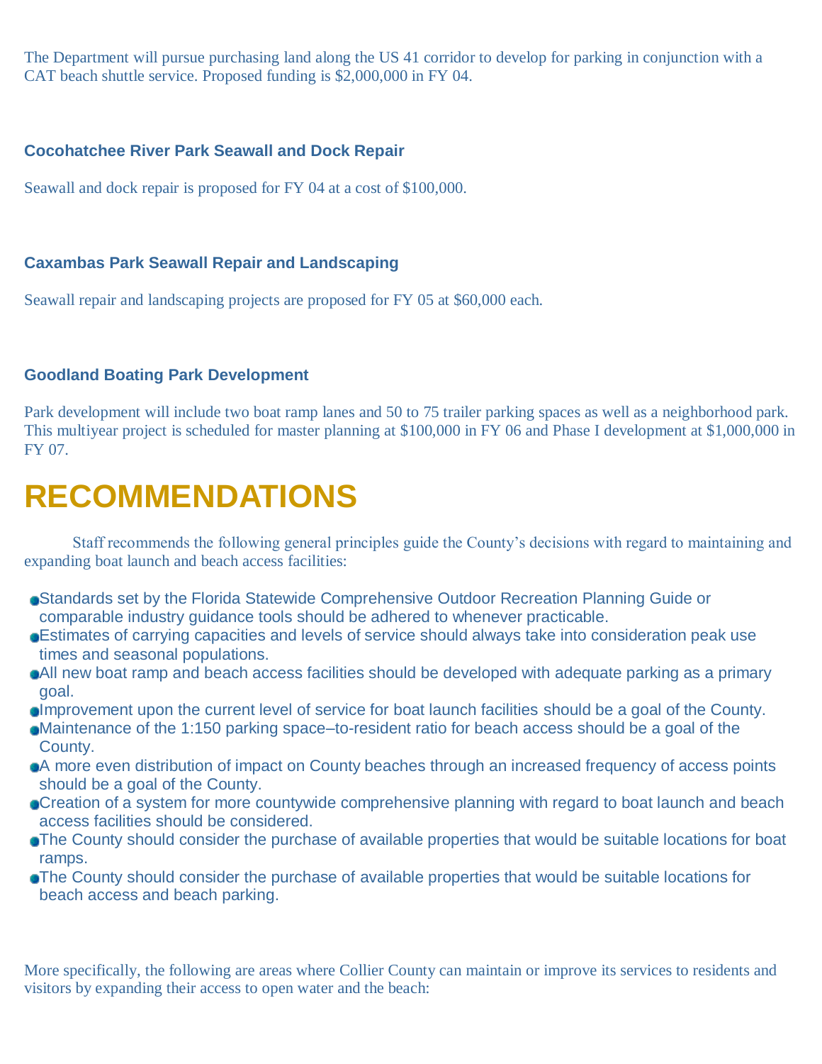The Department will pursue purchasing land along the US 41 corridor to develop for parking in conjunction with a CAT beach shuttle service. Proposed funding is $2,000,000 in FY 04.

### Cocohatchee River Park Seawall and Dock Repair

Seawall and dock repair is proposed for FY 04 at a cost of $100,000.

### Caxambas Park Seawall Repair and Landscaping

Seawall repair and landscaping projects are proposed for FY 05 at $60,000 each.

### Goodland Boating Park Development

Park development will include two boat ramp lanes and 50 to 75 trailer parking spaces as well as a neighborhood park. This multiyear project is scheduled for master planning at $100,000 in FY 06 and Phase I development at $1,000,000 in FY 07.

# RECOMMENDATIONS

Staff recommends the following general principles guide the County's decisions with regard to maintaining and expanding boat launch and beach access facilities:

- Standards set by the Florida Statewide Comprehensive Outdoor Recreation Planning Guide or comparable industry guidance tools should be adhered to whenever practicable.
- Estimates of carrying capacities and levels of service should always take into consideration peak use times and seasonal populations.
- All new boat ramp and beach access facilities should be developed with adequate parking as a primary goal.
- Improvement upon the current level of service for boat launch facilities should be a goal of the County.
- Maintenance of the 1:150 parking space–to-resident ratio for beach access should be a goal of the County.
- A more even distribution of impact on County beaches through an increased frequency of access points should be a goal of the County.
- Creation of a system for more countywide comprehensive planning with regard to boat launch and beach access facilities should be considered.
- The County should consider the purchase of available properties that would be suitable locations for boat ramps.
- The County should consider the purchase of available properties that would be suitable locations for beach access and beach parking.

More specifically, the following are areas where Collier County can maintain or improve its services to residents and visitors by expanding their access to open water and the beach: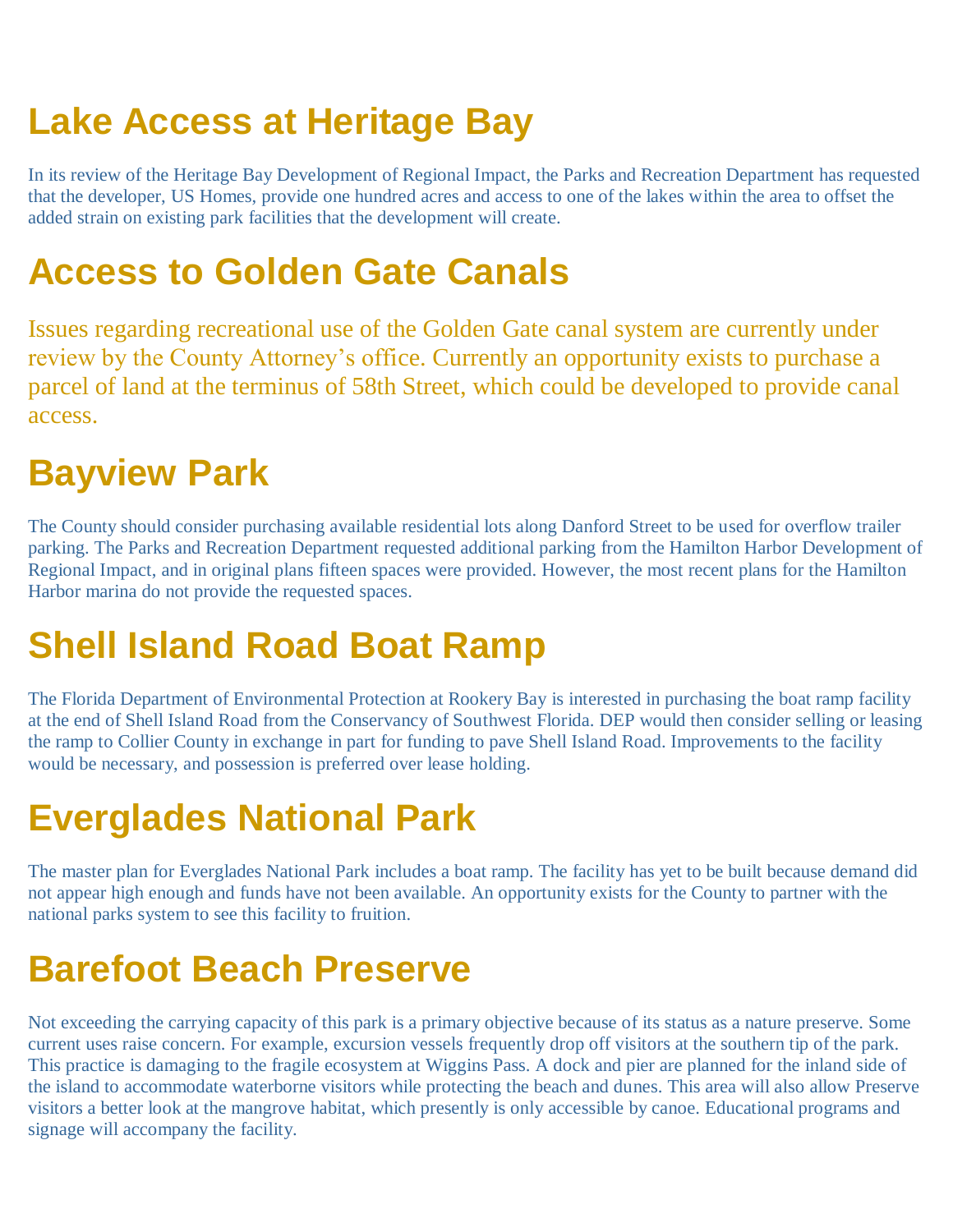## Lake Access at Heritage Bay

In its review of the Heritage Bay Development of Regional Impact, the Parks and Recreation Department has requested that the developer, US Homes, provide one hundred acres and access to one of the lakes within the area to offset the added strain on existing park facilities that the development will create.

## Access to Golden Gate Canals

Issues regarding recreational use of the Golden Gate canal system are currently under review by the County Attorney's office. Currently an opportunity exists to purchase a parcel of land at the terminus of 58th Street, which could be developed to provide canal access.

## Bayview Park

The County should consider purchasing available residential lots along Danford Street to be used for overflow trailer parking. The Parks and Recreation Department requested additional parking from the Hamilton Harbor Development of Regional Impact, and in original plans fifteen spaces were provided. However, the most recent plans for the Hamilton Harbor marina do not provide the requested spaces.

## Shell Island Road Boat Ramp

The Florida Department of Environmental Protection at Rookery Bay is interested in purchasing the boat ramp facility at the end of Shell Island Road from the Conservancy of Southwest Florida. DEP would then consider selling or leasing the ramp to Collier County in exchange in part for funding to pave Shell Island Road. Improvements to the facility would be necessary, and possession is preferred over lease holding.

## Everglades National Park

The master plan for Everglades National Park includes a boat ramp. The facility has yet to be built because demand did not appear high enough and funds have not been available. An opportunity exists for the County to partner with the national parks system to see this facility to fruition.

## Barefoot Beach Preserve

Not exceeding the carrying capacity of this park is a primary objective because of its status as a nature preserve. Some current uses raise concern. For example, excursion vessels frequently drop off visitors at the southern tip of the park. This practice is damaging to the fragile ecosystem at Wiggins Pass. A dock and pier are planned for the inland side of the island to accommodate waterborne visitors while protecting the beach and dunes. This area will also allow Preserve visitors a better look at the mangrove habitat, which presently is only accessible by canoe. Educational programs and signage will accompany the facility.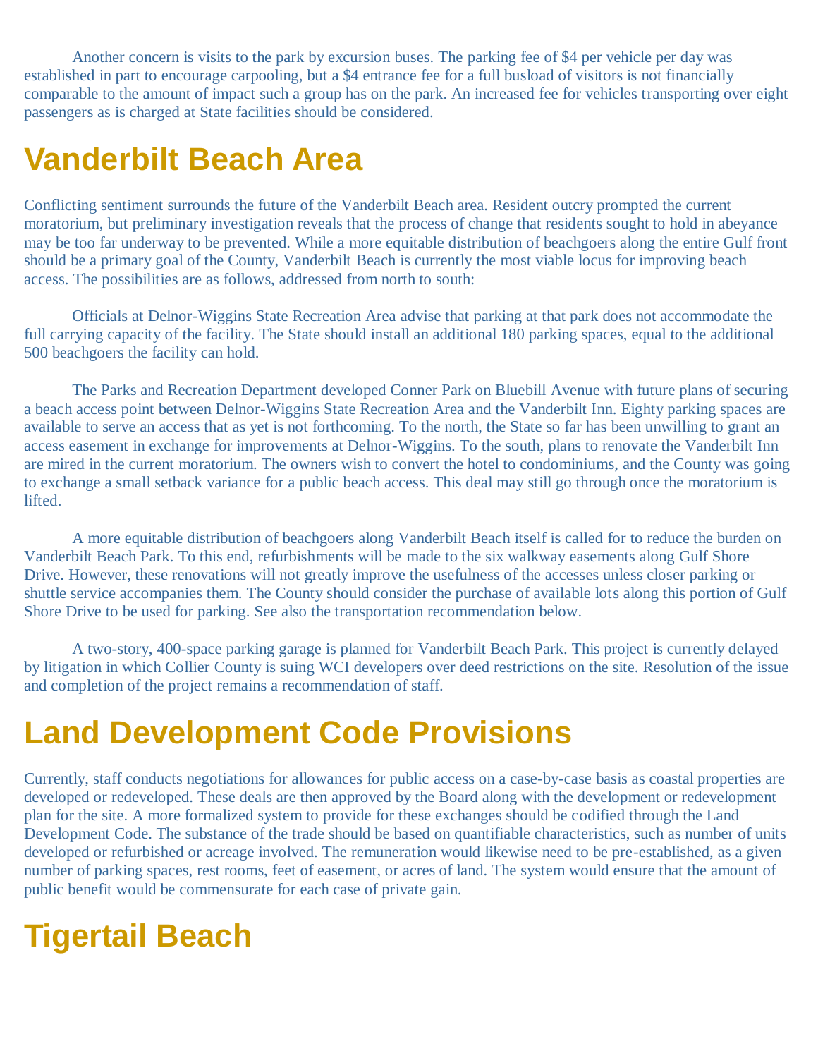Another concern is visits to the park by excursion buses. The parking fee of $4 per vehicle per day was established in part to encourage carpooling, but a $4 entrance fee for a full busload of visitors is not financially comparable to the amount of impact such a group has on the park. An increased fee for vehicles transporting over eight passengers as is charged at State facilities should be considered.

## Vanderbilt Beach Area

Conflicting sentiment surrounds the future of the Vanderbilt Beach area. Resident outcry prompted the current moratorium, but preliminary investigation reveals that the process of change that residents sought to hold in abeyance may be too far underway to be prevented. While a more equitable distribution of beachgoers along the entire Gulf front should be a primary goal of the County, Vanderbilt Beach is currently the most viable locus for improving beach access. The possibilities are as follows, addressed from north to south:

Officials at Delnor-Wiggins State Recreation Area advise that parking at that park does not accommodate the full carrying capacity of the facility. The State should install an additional 180 parking spaces, equal to the additional 500 beachgoers the facility can hold.

The Parks and Recreation Department developed Conner Park on Bluebill Avenue with future plans of securing a beach access point between Delnor-Wiggins State Recreation Area and the Vanderbilt Inn. Eighty parking spaces are available to serve an access that as yet is not forthcoming. To the north, the State so far has been unwilling to grant an access easement in exchange for improvements at Delnor-Wiggins. To the south, plans to renovate the Vanderbilt Inn are mired in the current moratorium. The owners wish to convert the hotel to condominiums, and the County was going to exchange a small setback variance for a public beach access. This deal may still go through once the moratorium is lifted.

A more equitable distribution of beachgoers along Vanderbilt Beach itself is called for to reduce the burden on Vanderbilt Beach Park. To this end, refurbishments will be made to the six walkway easements along Gulf Shore Drive. However, these renovations will not greatly improve the usefulness of the accesses unless closer parking or shuttle service accompanies them. The County should consider the purchase of available lots along this portion of Gulf Shore Drive to be used for parking. See also the transportation recommendation below.

A two-story, 400-space parking garage is planned for Vanderbilt Beach Park. This project is currently delayed by litigation in which Collier County is suing WCI developers over deed restrictions on the site. Resolution of the issue and completion of the project remains a recommendation of staff.

## Land Development Code Provisions

Currently, staff conducts negotiations for allowances for public access on a case-by-case basis as coastal properties are developed or redeveloped. These deals are then approved by the Board along with the development or redevelopment plan for the site. A more formalized system to provide for these exchanges should be codified through the Land Development Code. The substance of the trade should be based on quantifiable characteristics, such as number of units developed or refurbished or acreage involved. The remuneration would likewise need to be pre-established, as a given number of parking spaces, rest rooms, feet of easement, or acres of land. The system would ensure that the amount of public benefit would be commensurate for each case of private gain.

## Tigertail Beach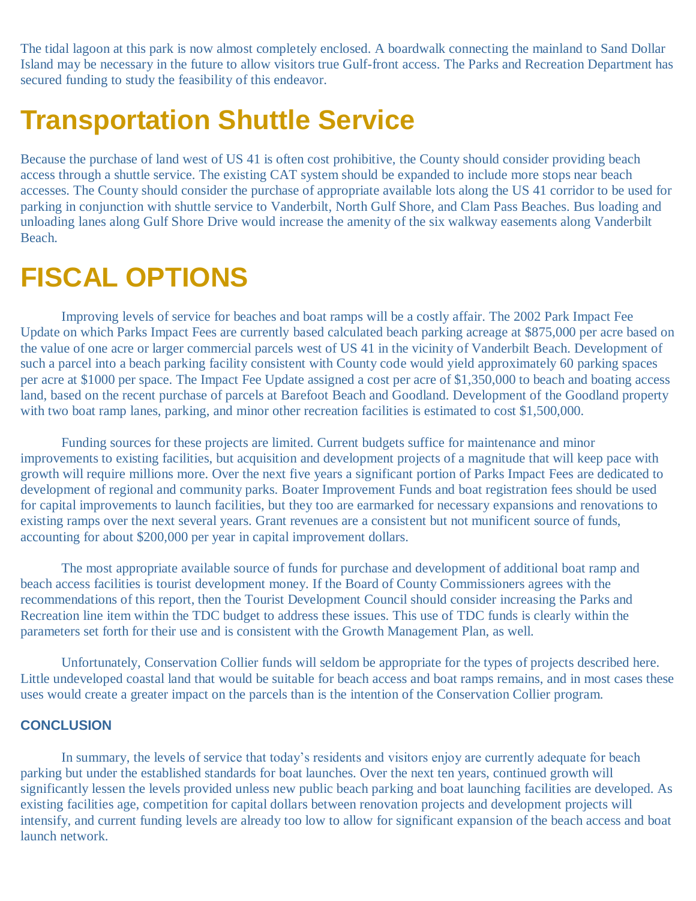The tidal lagoon at this park is now almost completely enclosed. A boardwalk connecting the mainland to Sand Dollar Island may be necessary in the future to allow visitors true Gulf-front access. The Parks and Recreation Department has secured funding to study the feasibility of this endeavor.

## Transportation Shuttle Service

Because the purchase of land west of US 41 is often cost prohibitive, the County should consider providing beach access through a shuttle service. The existing CAT system should be expanded to include more stops near beach accesses. The County should consider the purchase of appropriate available lots along the US 41 corridor to be used for parking in conjunction with shuttle service to Vanderbilt, North Gulf Shore, and Clam Pass Beaches. Bus loading and unloading lanes along Gulf Shore Drive would increase the amenity of the six walkway easements along Vanderbilt Beach.

# FISCAL OPTIONS

Improving levels of service for beaches and boat ramps will be a costly affair. The 2002 Park Impact Fee Update on which Parks Impact Fees are currently based calculated beach parking acreage at $875,000 per acre based on the value of one acre or larger commercial parcels west of US 41 in the vicinity of Vanderbilt Beach. Development of such a parcel into a beach parking facility consistent with County code would yield approximately 60 parking spaces per acre at $1000 per space. The Impact Fee Update assigned a cost per acre of $1,350,000 to beach and boating access land, based on the recent purchase of parcels at Barefoot Beach and Goodland. Development of the Goodland property with two boat ramp lanes, parking, and minor other recreation facilities is estimated to cost $1,500,000.

Funding sources for these projects are limited. Current budgets suffice for maintenance and minor improvements to existing facilities, but acquisition and development projects of a magnitude that will keep pace with growth will require millions more. Over the next five years a significant portion of Parks Impact Fees are dedicated to development of regional and community parks. Boater Improvement Funds and boat registration fees should be used for capital improvements to launch facilities, but they too are earmarked for necessary expansions and renovations to existing ramps over the next several years. Grant revenues are a consistent but not munificent source of funds, accounting for about $200,000 per year in capital improvement dollars.

The most appropriate available source of funds for purchase and development of additional boat ramp and beach access facilities is tourist development money. If the Board of County Commissioners agrees with the recommendations of this report, then the Tourist Development Council should consider increasing the Parks and Recreation line item within the TDC budget to address these issues. This use of TDC funds is clearly within the parameters set forth for their use and is consistent with the Growth Management Plan, as well.

Unfortunately, Conservation Collier funds will seldom be appropriate for the types of projects described here. Little undeveloped coastal land that would be suitable for beach access and boat ramps remains, and in most cases these uses would create a greater impact on the parcels than is the intention of the Conservation Collier program.

### CONCLUSION

In summary, the levels of service that today's residents and visitors enjoy are currently adequate for beach parking but under the established standards for boat launches. Over the next ten years, continued growth will significantly lessen the levels provided unless new public beach parking and boat launching facilities are developed. As existing facilities age, competition for capital dollars between renovation projects and development projects will intensify, and current funding levels are already too low to allow for significant expansion of the beach access and boat launch network.